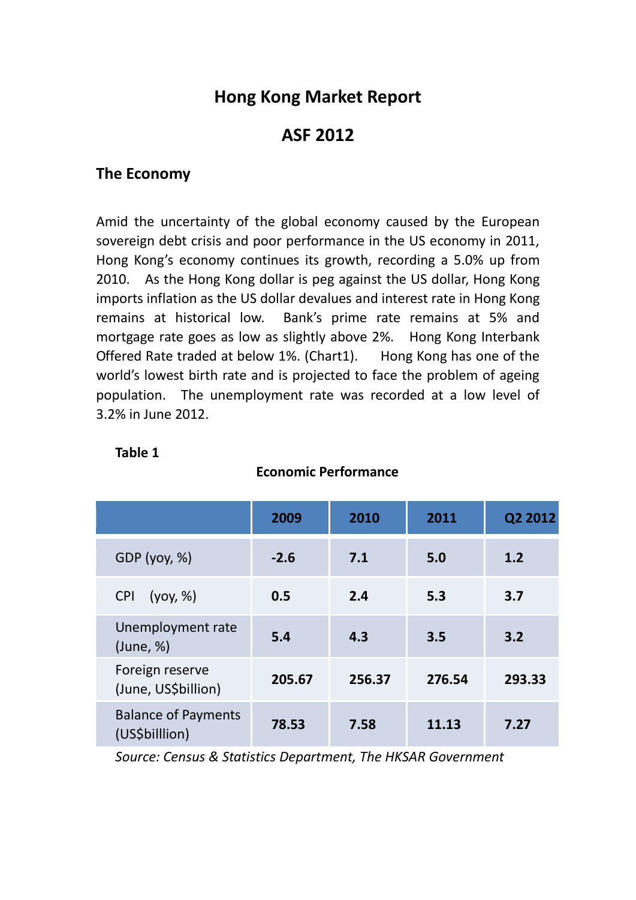# Hong Kong Market Report

# ASF 2012

## The Economy

Amid the uncertainty of the global economy caused by the European sovereign debt crisis and poor performance in the US economy in 2011, Hong Kong's economy continues its growth, recording a 5.0% up from 2010. As the Hong Kong dollar is peg against the US dollar, Hong Kong imports inflation as the US dollar devalues and interest rate in Hong Kong remains at historical low. Bank's prime rate remains at 5% and mortgage rate goes as low as slightly above 2%. Hong Kong Interbank Offered Rate traded at below 1%. (Chart1). Hong Kong has one of the world's lowest birth rate and is projected to face the problem of ageing population. The unemployment rate was recorded at a low level of 3.2% in June 2012.

**Table 1**

**Economic Performance**

| | 2009 | 2010 | 2011 | Q2 2012 |
|---|---|---|---|---|
| GDP (yoy, %) | **-2.6** | **7.1** | **5.0** | **1.2** |
| CPI (yoy, %) | **0.5** | **2.4** | **5.3** | **3.7** |
| Unemployment rate (June, %) | **5.4** | **4.3** | **3.5** | **3.2** |
| Foreign reserve (June, US$billion) | **205.67** | **256.37** | **276.54** | **293.33** |
| Balance of Payments (US$billlion) | **78.53** | **7.58** | **11.13** | **7.27** |

*Source: Census & Statistics Department, The HKSAR Government*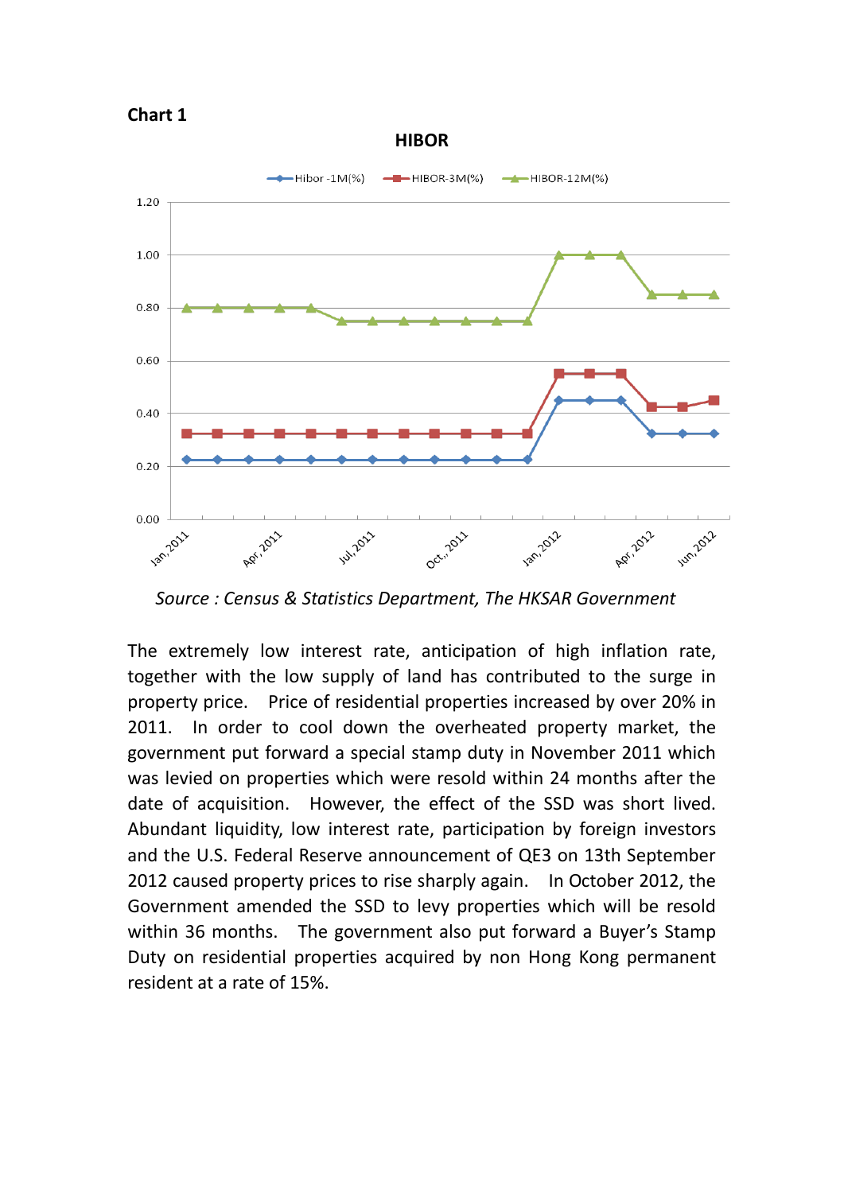**Chart 1**

**HIBOR**

Hibor -1M(%)
HIBOR-3M(%)
HIBOR-12M(%)

1.20
1.00
0.80
0.60
0.40
0.20
0.00

Jan,2011
Apr,2011
Jul,2011
Oct.,2011
Jan,2012
Apr,2012
Jun,2012

*Source : Census & Statistics Department, The HKSAR Government*

The extremely low interest rate, anticipation of high inflation rate, together with the low supply of land has contributed to the surge in property price. Price of residential properties increased by over 20% in 2011. In order to cool down the overheated property market, the government put forward a special stamp duty in November 2011 which was levied on properties which were resold within 24 months after the date of acquisition. However, the effect of the SSD was short lived. Abundant liquidity, low interest rate, participation by foreign investors and the U.S. Federal Reserve announcement of QE3 on 13th September 2012 caused property prices to rise sharply again. In October 2012, the Government amended the SSD to levy properties which will be resold within 36 months. The government also put forward a Buyer's Stamp Duty on residential properties acquired by non Hong Kong permanent resident at a rate of 15%.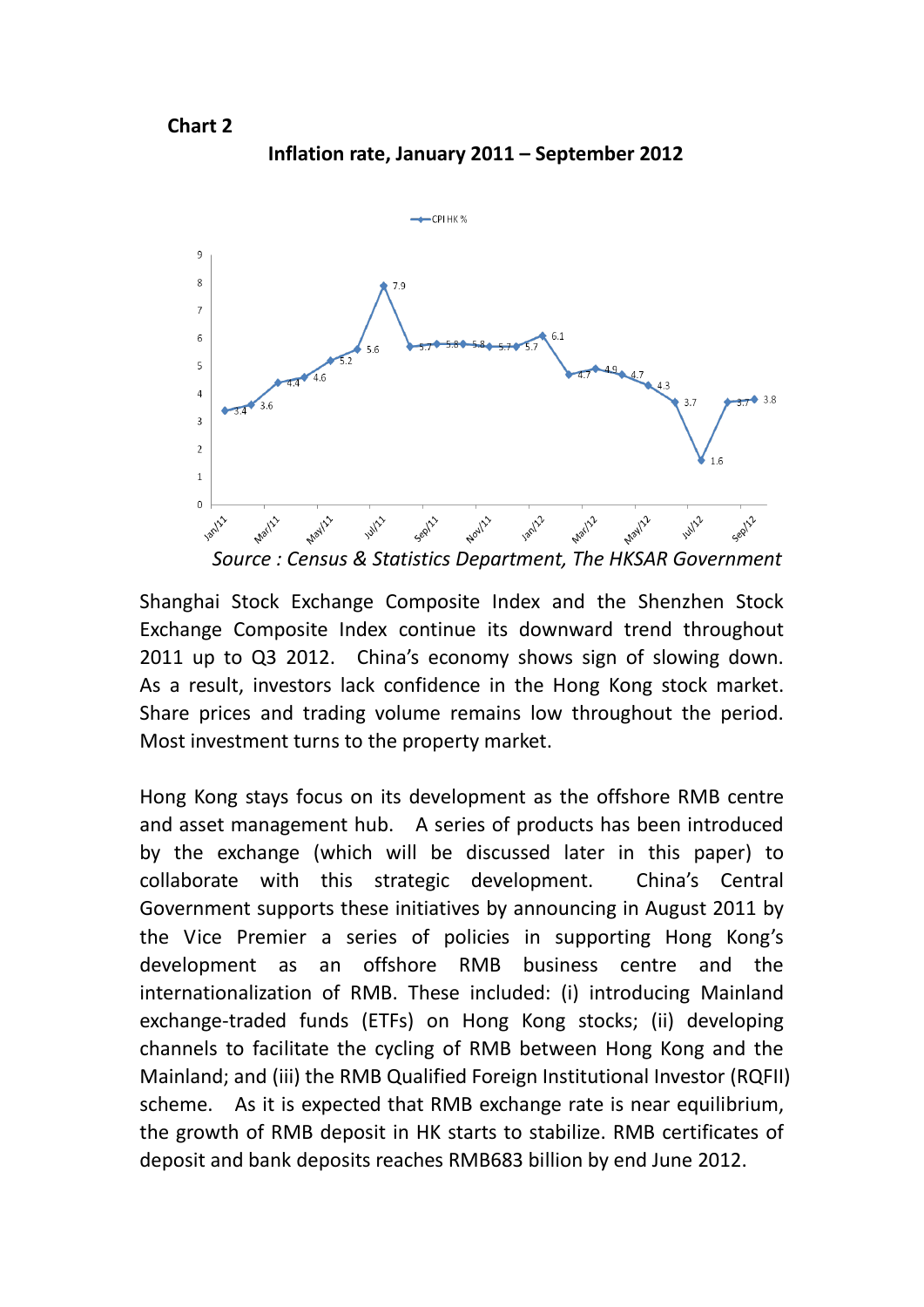**Chart 2**

**Inflation rate, January 2011 – September 2012**

CPI HK %

9
8
7
6
5
4
3
2
1
0

3.4
3.6
4.4
4.6
5.2
5.6
7.9
5.7
5.8
5.8
5.7
5.7
6.1
4.7
4.9
4.7
4.3
3.7
1.6
3.7
3.8

Jan/11
Mar/11
May/11
Jul/11
Sep/11
Nov/11
Jan/12
Mar/12
May/12
Jul/12
Sep/12

*Source : Census & Statistics Department, The HKSAR Government*

Shanghai Stock Exchange Composite Index and the Shenzhen Stock Exchange Composite Index continue its downward trend throughout 2011 up to Q3 2012. China's economy shows sign of slowing down. As a result, investors lack confidence in the Hong Kong stock market. Share prices and trading volume remains low throughout the period. Most investment turns to the property market.

Hong Kong stays focus on its development as the offshore RMB centre and asset management hub. A series of products has been introduced by the exchange (which will be discussed later in this paper) to collaborate with this strategic development. China's Central Government supports these initiatives by announcing in August 2011 by the Vice Premier a series of policies in supporting Hong Kong's development as an offshore RMB business centre and the internationalization of RMB. These included: (i) introducing Mainland exchange-traded funds (ETFs) on Hong Kong stocks; (ii) developing channels to facilitate the cycling of RMB between Hong Kong and the Mainland; and (iii) the RMB Qualified Foreign Institutional Investor (RQFII) scheme. As it is expected that RMB exchange rate is near equilibrium, the growth of RMB deposit in HK starts to stabilize. RMB certificates of deposit and bank deposits reaches RMB683 billion by end June 2012.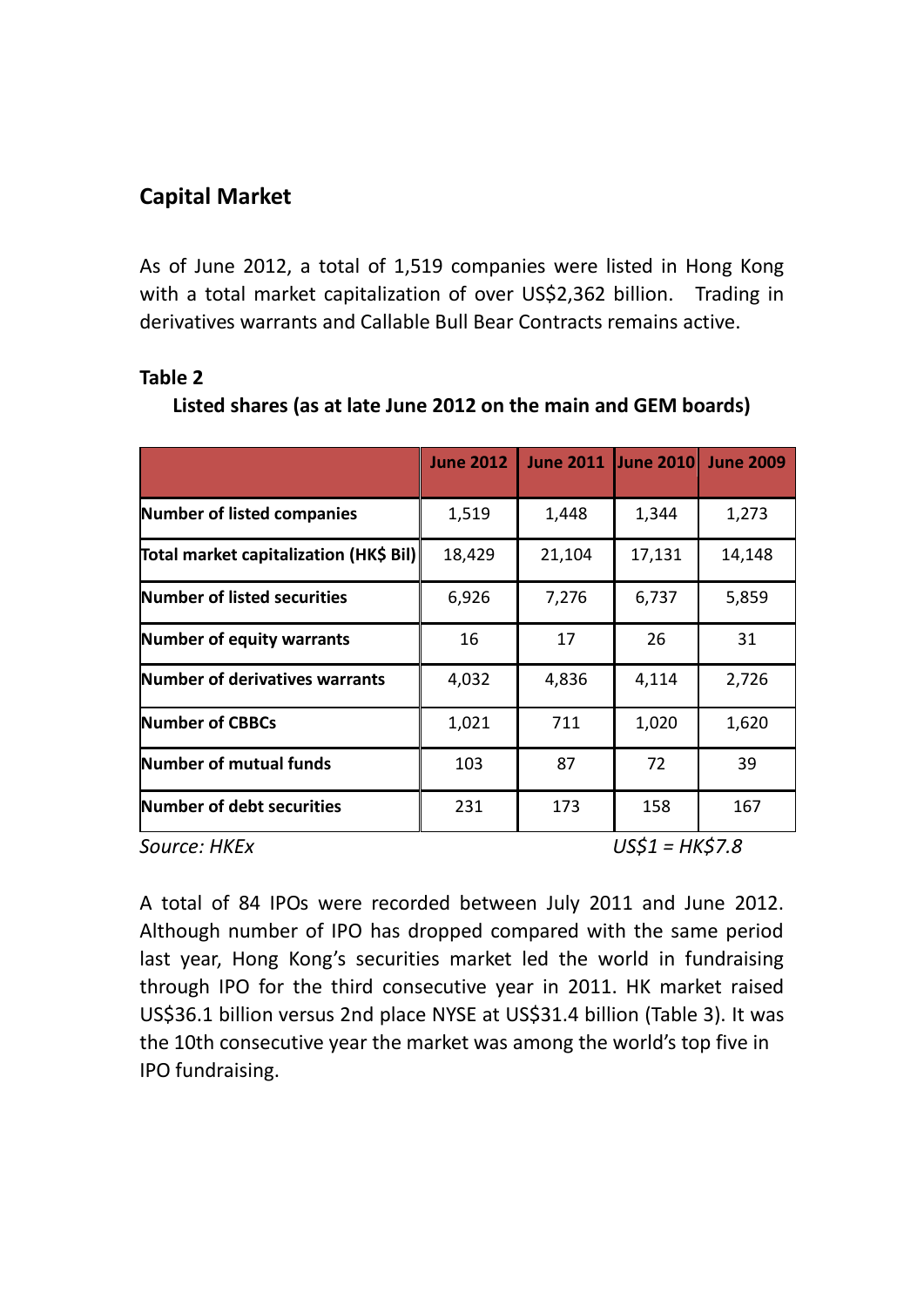## Capital Market

As of June 2012, a total of 1,519 companies were listed in Hong Kong with a total market capitalization of over US$2,362 billion. Trading in derivatives warrants and Callable Bull Bear Contracts remains active.

**Table 2**

**Listed shares (as at late June 2012 on the main and GEM boards)**

| | June 2012 | June 2011 | June 2010 | June 2009 |
|---|---|---|---|---|
| **Number of listed companies** | 1,519 | 1,448 | 1,344 | 1,273 |
| **Total market capitalization (HK$ Bil)** | 18,429 | 21,104 | 17,131 | 14,148 |
| **Number of listed securities** | 6,926 | 7,276 | 6,737 | 5,859 |
| **Number of equity warrants** | 16 | 17 | 26 | 31 |
| **Number of derivatives warrants** | 4,032 | 4,836 | 4,114 | 2,726 |
| **Number of CBBCs** | 1,021 | 711 | 1,020 | 1,620 |
| **Number of mutual funds** | 103 | 87 | 72 | 39 |
| **Number of debt securities** | 231 | 173 | 158 | 167 |

*Source: HKEx* *US$1 = HK$7.8*

A total of 84 IPOs were recorded between July 2011 and June 2012. Although number of IPO has dropped compared with the same period last year, Hong Kong's securities market led the world in fundraising through IPO for the third consecutive year in 2011. HK market raised US$36.1 billion versus 2nd place NYSE at US$31.4 billion (Table 3). It was the 10th consecutive year the market was among the world's top five in IPO fundraising.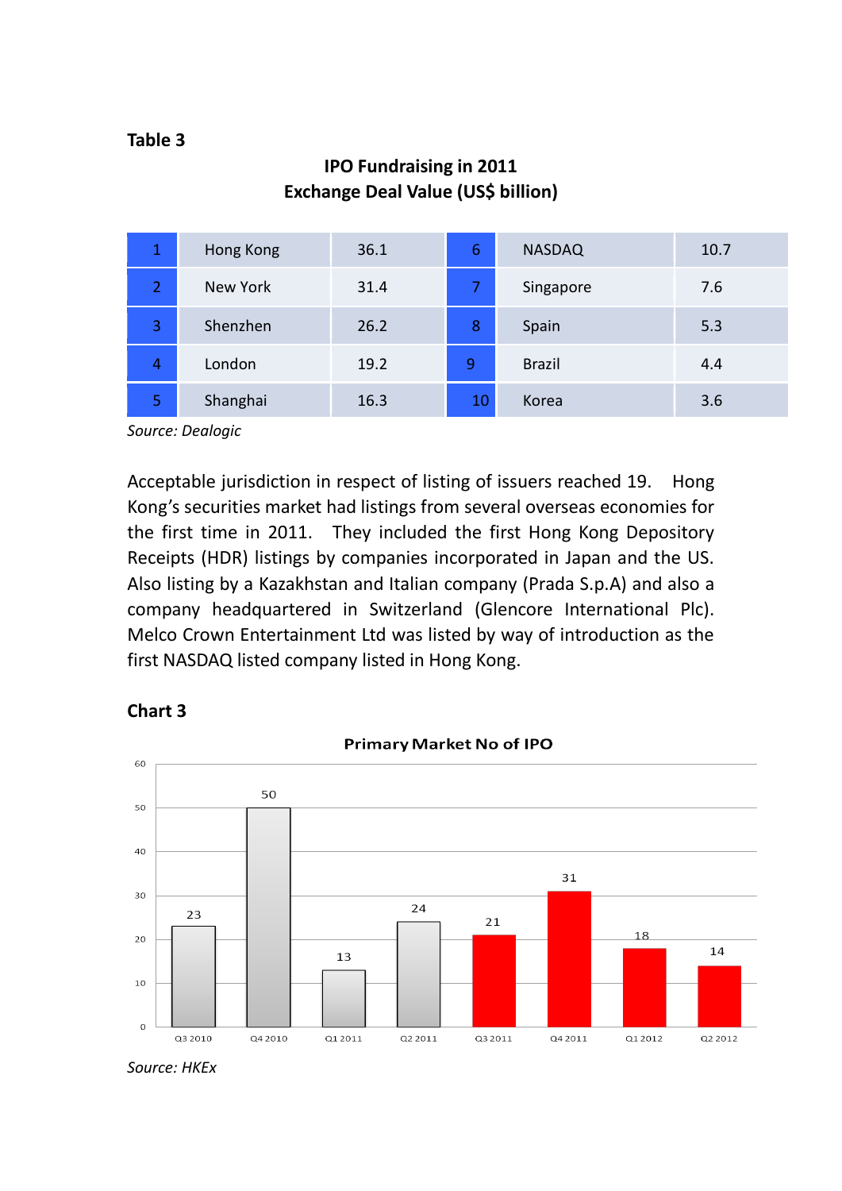**Table 3**

**IPO Fundraising in 2011**
**Exchange Deal Value (US$ billion)**

| 1 | Hong Kong | 36.1 | 6 | NASDAQ | 10.7 |
|---|---|---|---|---|---|
| 2 | New York | 31.4 | 7 | Singapore | 7.6 |
| 3 | Shenzhen | 26.2 | 8 | Spain | 5.3 |
| 4 | London | 19.2 | 9 | Brazil | 4.4 |
| 5 | Shanghai | 16.3 | 10 | Korea | 3.6 |

*Source: Dealogic*

Acceptable jurisdiction in respect of listing of issuers reached 19. Hong Kong's securities market had listings from several overseas economies for the first time in 2011. They included the first Hong Kong Depository Receipts (HDR) listings by companies incorporated in Japan and the US. Also listing by a Kazakhstan and Italian company (Prada S.p.A) and also a company headquartered in Switzerland (Glencore International Plc). Melco Crown Entertainment Ltd was listed by way of introduction as the first NASDAQ listed company listed in Hong Kong.

**Chart 3**

**Primary Market No of IPO**

| Quarter | No of IPO |
|---|---|
| Q3 2010 | 23 |
| Q4 2010 | 50 |
| Q1 2011 | 13 |
| Q2 2011 | 24 |
| Q3 2011 | 21 |
| Q4 2011 | 31 |
| Q1 2012 | 18 |
| Q2 2012 | 14 |

*Source: HKEx*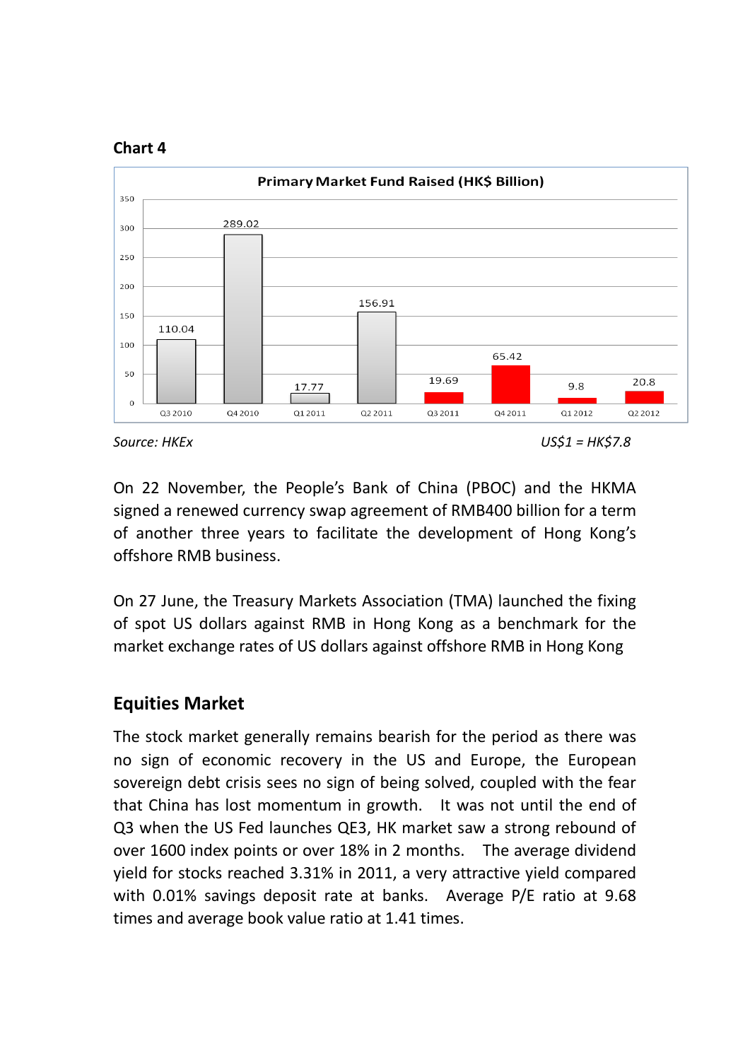**Chart 4**

Primary Market Fund Raised (HK$ Billion)

350
300
250
200
150
100
50
0

110.04
289.02
17.77
156.91
19.69
65.42
9.8
20.8

Q3 2010
Q4 2010
Q1 2011
Q2 2011
Q3 2011
Q4 2011
Q1 2012
Q2 2012

*Source: HKEx*

*US$1 = HK$7.8*

On 22 November, the People's Bank of China (PBOC) and the HKMA signed a renewed currency swap agreement of RMB400 billion for a term of another three years to facilitate the development of Hong Kong's offshore RMB business.

On 27 June, the Treasury Markets Association (TMA) launched the fixing of spot US dollars against RMB in Hong Kong as a benchmark for the market exchange rates of US dollars against offshore RMB in Hong Kong

## Equities Market

The stock market generally remains bearish for the period as there was no sign of economic recovery in the US and Europe, the European sovereign debt crisis sees no sign of being solved, coupled with the fear that China has lost momentum in growth. It was not until the end of Q3 when the US Fed launches QE3, HK market saw a strong rebound of over 1600 index points or over 18% in 2 months. The average dividend yield for stocks reached 3.31% in 2011, a very attractive yield compared with 0.01% savings deposit rate at banks. Average P/E ratio at 9.68 times and average book value ratio at 1.41 times.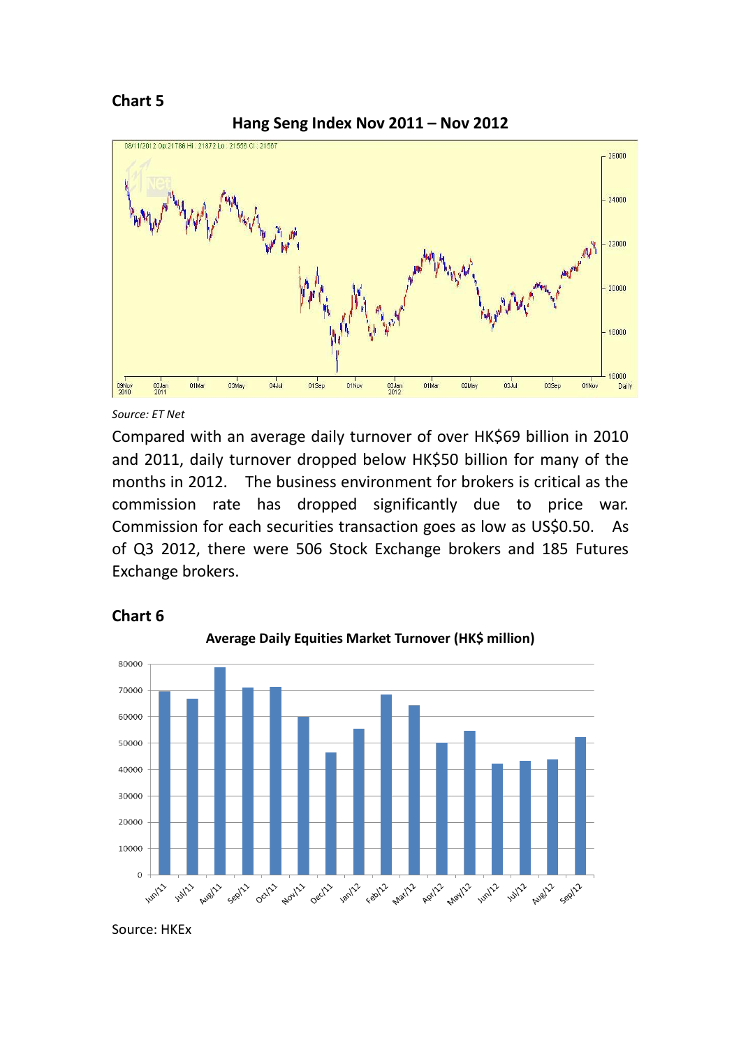**Chart 5**

**Hang Seng Index Nov 2011 – Nov 2012**

*Source: ET Net*

Compared with an average daily turnover of over HK$69 billion in 2010 and 2011, daily turnover dropped below HK$50 billion for many of the months in 2012. The business environment for brokers is critical as the commission rate has dropped significantly due to price war. Commission for each securities transaction goes as low as US$0.50. As of Q3 2012, there were 506 Stock Exchange brokers and 185 Futures Exchange brokers.

**Chart 6**

**Average Daily Equities Market Turnover (HK$ million)**

Source: HKEx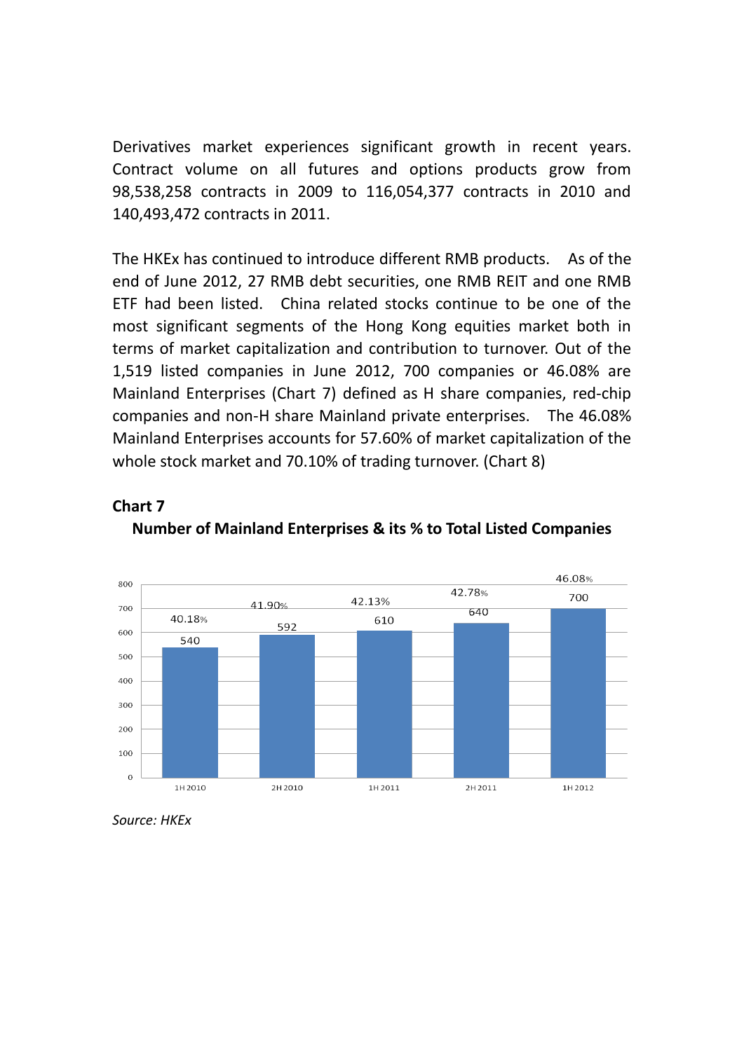Derivatives market experiences significant growth in recent years. Contract volume on all futures and options products grow from 98,538,258 contracts in 2009 to 116,054,377 contracts in 2010 and 140,493,472 contracts in 2011.

The HKEx has continued to introduce different RMB products. As of the end of June 2012, 27 RMB debt securities, one RMB REIT and one RMB ETF had been listed. China related stocks continue to be one of the most significant segments of the Hong Kong equities market both in terms of market capitalization and contribution to turnover. Out of the 1,519 listed companies in June 2012, 700 companies or 46.08% are Mainland Enterprises (Chart 7) defined as H share companies, red-chip companies and non-H share Mainland private enterprises. The 46.08% Mainland Enterprises accounts for 57.60% of market capitalization of the whole stock market and 70.10% of trading turnover. (Chart 8)

**Chart 7**

**Number of Mainland Enterprises & its % to Total Listed Companies**

800
700
600
500
400
300
200
100
0

1H 2010: 540, 40.18%
2H 2010: 592, 41.90%
1H 2011: 610, 42.13%
2H 2011: 640, 42.78%
1H 2012: 700, 46.08%

*Source: HKEx*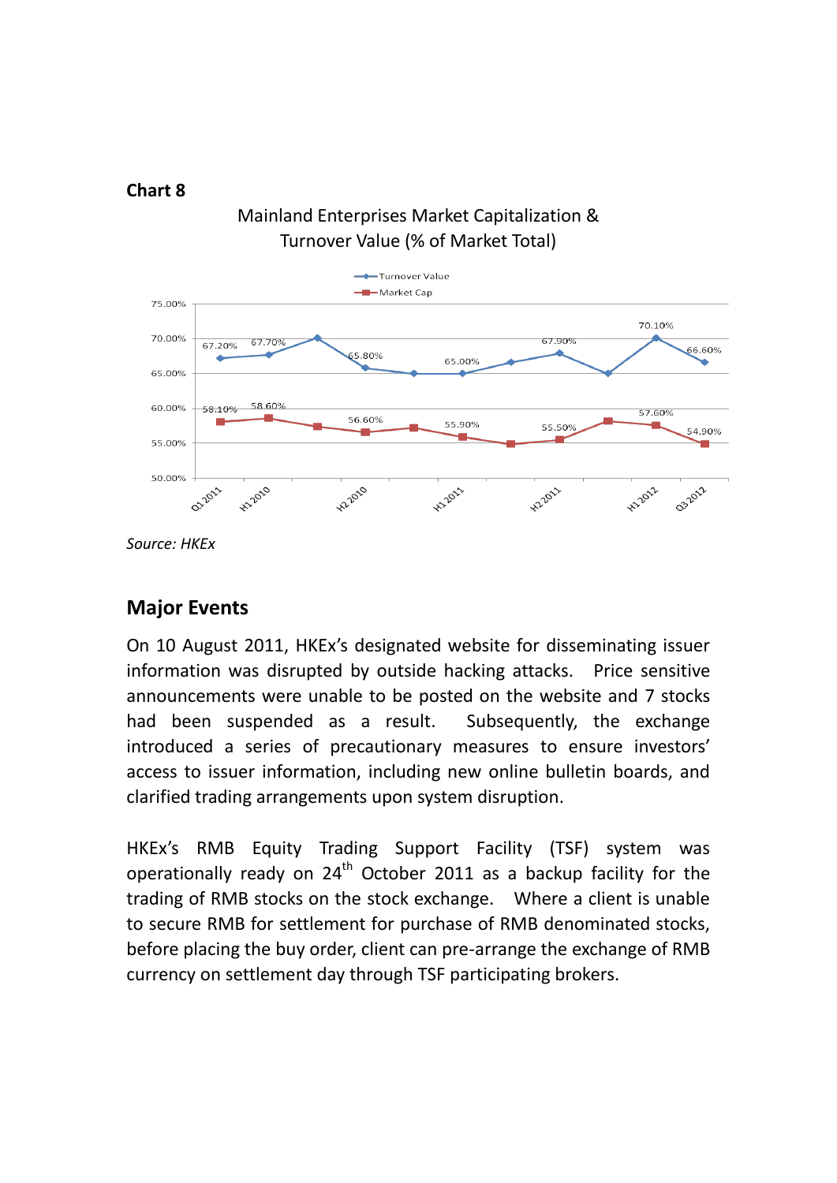**Chart 8**

Mainland Enterprises Market Capitalization & Turnover Value (% of Market Total)

Turnover Value
Market Cap

75.00%
70.00%
65.00%
60.00%
55.00%
50.00%

67.20% 67.70% 65.80% 65.00% 67.90% 70.10% 66.60%
58.10% 58.60% 56.60% 55.90% 55.50% 57.60% 54.90%

Q1 2011 H1 2010 H2 2010 H1 2011 H2 2011 H1 2012 Q3 2012

*Source: HKEx*

## Major Events

On 10 August 2011, HKEx's designated website for disseminating issuer information was disrupted by outside hacking attacks. Price sensitive announcements were unable to be posted on the website and 7 stocks had been suspended as a result. Subsequently, the exchange introduced a series of precautionary measures to ensure investors' access to issuer information, including new online bulletin boards, and clarified trading arrangements upon system disruption.

HKEx's RMB Equity Trading Support Facility (TSF) system was operationally ready on 24th October 2011 as a backup facility for the trading of RMB stocks on the stock exchange. Where a client is unable to secure RMB for settlement for purchase of RMB denominated stocks, before placing the buy order, client can pre-arrange the exchange of RMB currency on settlement day through TSF participating brokers.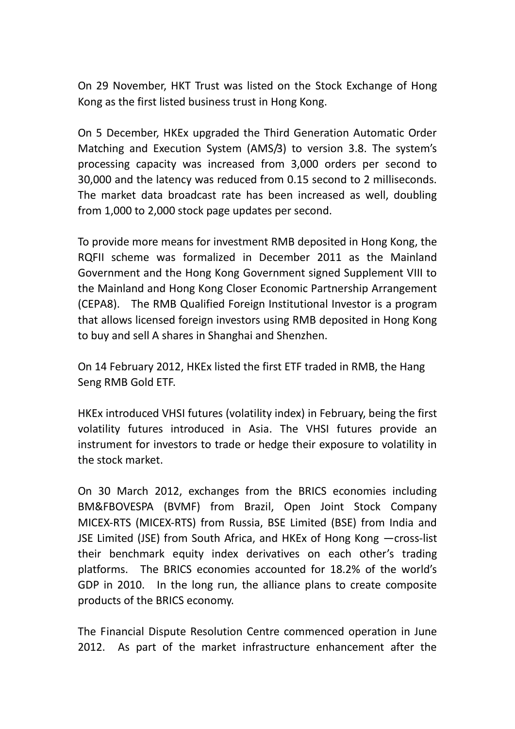On 29 November, HKT Trust was listed on the Stock Exchange of Hong Kong as the first listed business trust in Hong Kong.

On 5 December, HKEx upgraded the Third Generation Automatic Order Matching and Execution System (AMS/3) to version 3.8. The system's processing capacity was increased from 3,000 orders per second to 30,000 and the latency was reduced from 0.15 second to 2 milliseconds. The market data broadcast rate has been increased as well, doubling from 1,000 to 2,000 stock page updates per second.

To provide more means for investment RMB deposited in Hong Kong, the RQFII scheme was formalized in December 2011 as the Mainland Government and the Hong Kong Government signed Supplement VIII to the Mainland and Hong Kong Closer Economic Partnership Arrangement (CEPA8). The RMB Qualified Foreign Institutional Investor is a program that allows licensed foreign investors using RMB deposited in Hong Kong to buy and sell A shares in Shanghai and Shenzhen.

On 14 February 2012, HKEx listed the first ETF traded in RMB, the Hang Seng RMB Gold ETF.

HKEx introduced VHSI futures (volatility index) in February, being the first volatility futures introduced in Asia. The VHSI futures provide an instrument for investors to trade or hedge their exposure to volatility in the stock market.

On 30 March 2012, exchanges from the BRICS economies including BM&FBOVESPA (BVMF) from Brazil, Open Joint Stock Company MICEX-RTS (MICEX-RTS) from Russia, BSE Limited (BSE) from India and JSE Limited (JSE) from South Africa, and HKEx of Hong Kong —cross-list their benchmark equity index derivatives on each other's trading platforms. The BRICS economies accounted for 18.2% of the world's GDP in 2010. In the long run, the alliance plans to create composite products of the BRICS economy.

The Financial Dispute Resolution Centre commenced operation in June 2012. As part of the market infrastructure enhancement after the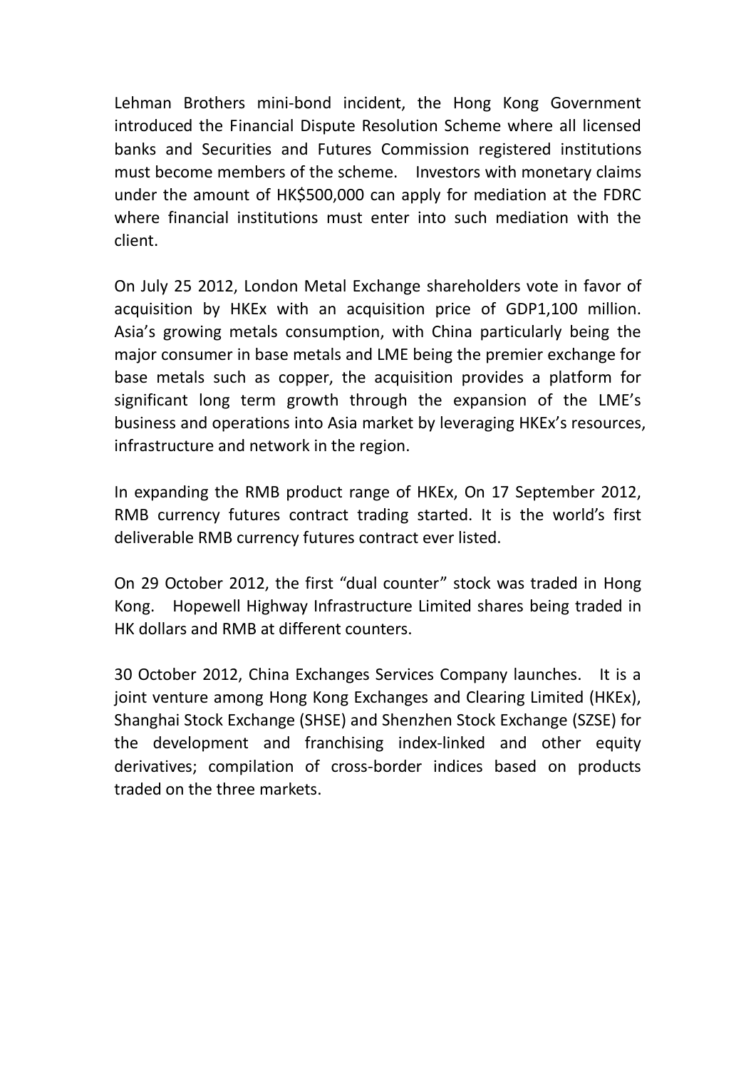Lehman Brothers mini-bond incident, the Hong Kong Government introduced the Financial Dispute Resolution Scheme where all licensed banks and Securities and Futures Commission registered institutions must become members of the scheme. Investors with monetary claims under the amount of HK$500,000 can apply for mediation at the FDRC where financial institutions must enter into such mediation with the client.

On July 25 2012, London Metal Exchange shareholders vote in favor of acquisition by HKEx with an acquisition price of GDP1,100 million. Asia's growing metals consumption, with China particularly being the major consumer in base metals and LME being the premier exchange for base metals such as copper, the acquisition provides a platform for significant long term growth through the expansion of the LME's business and operations into Asia market by leveraging HKEx's resources, infrastructure and network in the region.

In expanding the RMB product range of HKEx, On 17 September 2012, RMB currency futures contract trading started. It is the world's first deliverable RMB currency futures contract ever listed.

On 29 October 2012, the first "dual counter" stock was traded in Hong Kong. Hopewell Highway Infrastructure Limited shares being traded in HK dollars and RMB at different counters.

30 October 2012, China Exchanges Services Company launches. It is a joint venture among Hong Kong Exchanges and Clearing Limited (HKEx), Shanghai Stock Exchange (SHSE) and Shenzhen Stock Exchange (SZSE) for the development and franchising index-linked and other equity derivatives; compilation of cross-border indices based on products traded on the three markets.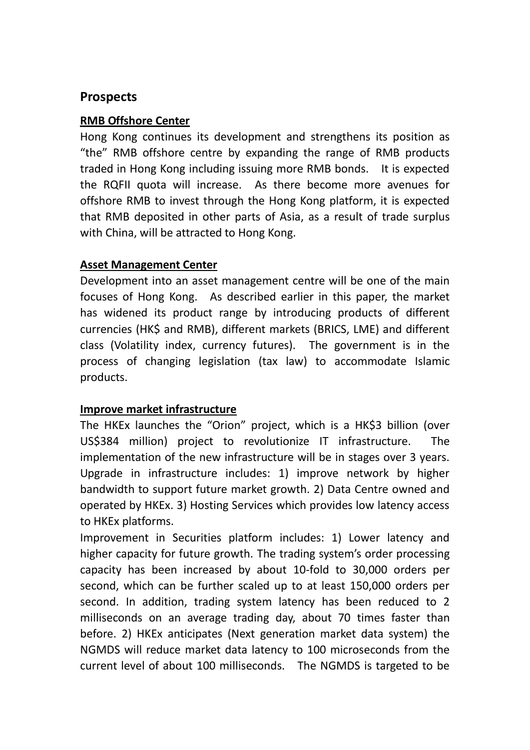## Prospects

**RMB Offshore Center**

Hong Kong continues its development and strengthens its position as "the" RMB offshore centre by expanding the range of RMB products traded in Hong Kong including issuing more RMB bonds. It is expected the RQFII quota will increase. As there become more avenues for offshore RMB to invest through the Hong Kong platform, it is expected that RMB deposited in other parts of Asia, as a result of trade surplus with China, will be attracted to Hong Kong.

**Asset Management Center**

Development into an asset management centre will be one of the main focuses of Hong Kong. As described earlier in this paper, the market has widened its product range by introducing products of different currencies (HK$ and RMB), different markets (BRICS, LME) and different class (Volatility index, currency futures). The government is in the process of changing legislation (tax law) to accommodate Islamic products.

**Improve market infrastructure**

The HKEx launches the "Orion" project, which is a HK$3 billion (over US$384 million) project to revolutionize IT infrastructure. The implementation of the new infrastructure will be in stages over 3 years. Upgrade in infrastructure includes: 1) improve network by higher bandwidth to support future market growth. 2) Data Centre owned and operated by HKEx. 3) Hosting Services which provides low latency access to HKEx platforms.

Improvement in Securities platform includes: 1) Lower latency and higher capacity for future growth. The trading system's order processing capacity has been increased by about 10-fold to 30,000 orders per second, which can be further scaled up to at least 150,000 orders per second. In addition, trading system latency has been reduced to 2 milliseconds on an average trading day, about 70 times faster than before. 2) HKEx anticipates (Next generation market data system) the NGMDS will reduce market data latency to 100 microseconds from the current level of about 100 milliseconds. The NGMDS is targeted to be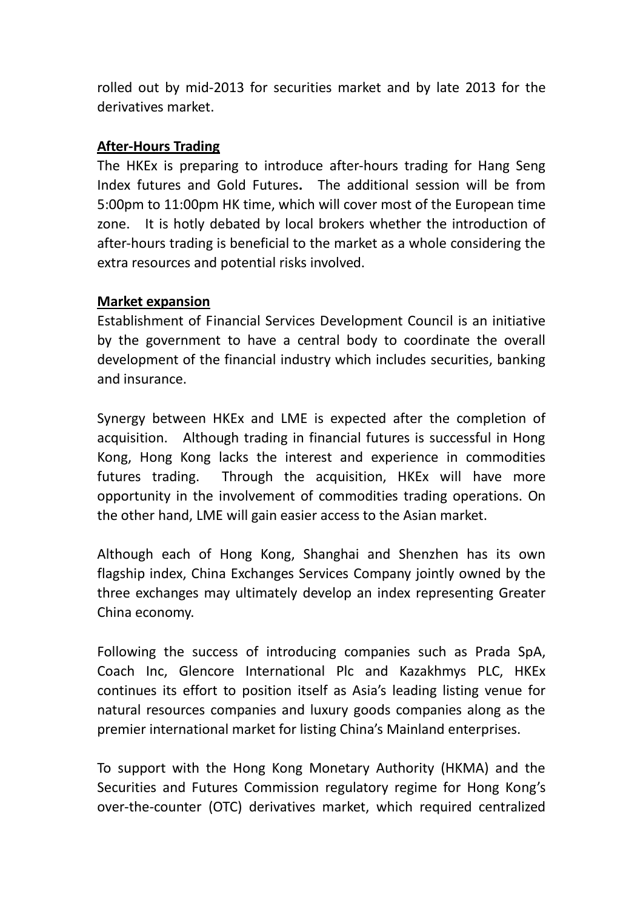rolled out by mid-2013 for securities market and by late 2013 for the derivatives market.

**After-Hours Trading**

The HKEx is preparing to introduce after-hours trading for Hang Seng Index futures and Gold Futures**.** The additional session will be from 5:00pm to 11:00pm HK time, which will cover most of the European time zone. It is hotly debated by local brokers whether the introduction of after-hours trading is beneficial to the market as a whole considering the extra resources and potential risks involved.

**Market expansion**

Establishment of Financial Services Development Council is an initiative by the government to have a central body to coordinate the overall development of the financial industry which includes securities, banking and insurance.

Synergy between HKEx and LME is expected after the completion of acquisition. Although trading in financial futures is successful in Hong Kong, Hong Kong lacks the interest and experience in commodities futures trading. Through the acquisition, HKEx will have more opportunity in the involvement of commodities trading operations. On the other hand, LME will gain easier access to the Asian market.

Although each of Hong Kong, Shanghai and Shenzhen has its own flagship index, China Exchanges Services Company jointly owned by the three exchanges may ultimately develop an index representing Greater China economy.

Following the success of introducing companies such as Prada SpA, Coach Inc, Glencore International Plc and Kazakhmys PLC, HKEx continues its effort to position itself as Asia's leading listing venue for natural resources companies and luxury goods companies along as the premier international market for listing China's Mainland enterprises.

To support with the Hong Kong Monetary Authority (HKMA) and the Securities and Futures Commission regulatory regime for Hong Kong's over-the-counter (OTC) derivatives market, which required centralized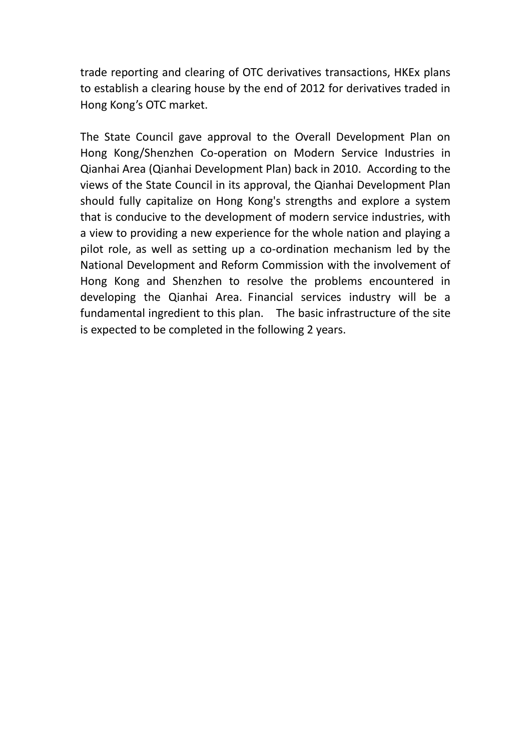trade reporting and clearing of OTC derivatives transactions, HKEx plans to establish a clearing house by the end of 2012 for derivatives traded in Hong Kong's OTC market.

The State Council gave approval to the Overall Development Plan on Hong Kong/Shenzhen Co-operation on Modern Service Industries in Qianhai Area (Qianhai Development Plan) back in 2010. According to the views of the State Council in its approval, the Qianhai Development Plan should fully capitalize on Hong Kong's strengths and explore a system that is conducive to the development of modern service industries, with a view to providing a new experience for the whole nation and playing a pilot role, as well as setting up a co-ordination mechanism led by the National Development and Reform Commission with the involvement of Hong Kong and Shenzhen to resolve the problems encountered in developing the Qianhai Area. Financial services industry will be a fundamental ingredient to this plan. The basic infrastructure of the site is expected to be completed in the following 2 years.